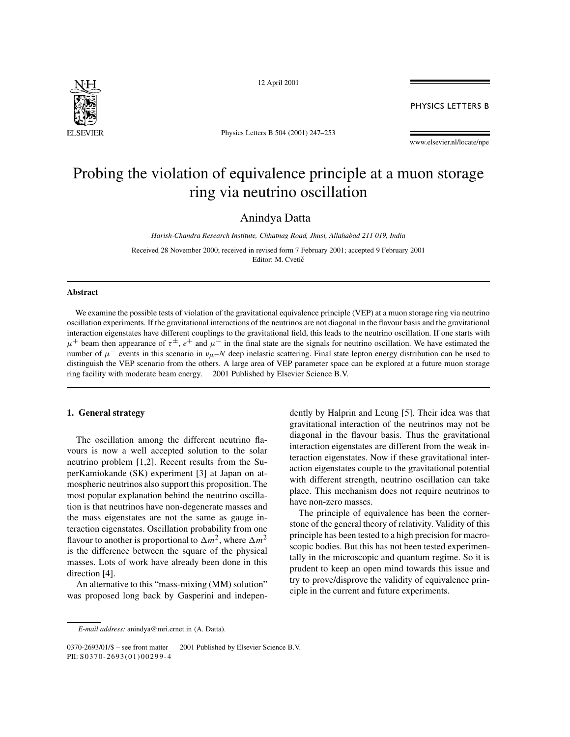# Probing the violation of equivalence principle at a muon storage ring via neutrino oscillation

Anindya Datta

*Harish-Chandra Research Institute, Chhatnag Road, Jhusi, Allahabad 211 019, India*

Received 28 November 2000; received in revised form 7 February 2001; accepted 9 February 2001

Editor: M. Cvetič

## Abstract

We examine the possible tests of violation of the gravitational equivalence principle (VEP) at a muon storage ring via neutrino oscillation experiments. If the gravitational interactions of the neutrinos are not diagonal in the flavour basis and the gravitational interaction eigenstates have different couplings to the gravitational field, this leads to the neutrino oscillation. If one starts with $\mu^+$ beam then appearance of $\tau^{\pm}$, $e^+$ and $\mu^-$ in the final state are the signals for neutrino oscillation. We have estimated the number of $\mu^-$ events in this scenario in $\nu_\mu$–$N$ deep inelastic scattering. Final state lepton energy distribution can be used to distinguish the VEP scenario from the others. A large area of VEP parameter space can be explored at a future muon storage ring facility with moderate beam energy. © 2001 Published by Elsevier Science B.V.

## 1. General strategy

The oscillation among the different neutrino flavours is now a well accepted solution to the solar neutrino problem [1,2]. Recent results from the SuperKamiokande (SK) experiment [3] at Japan on atmospheric neutrinos also support this proposition. The most popular explanation behind the neutrino oscillation is that neutrinos have non-degenerate masses and the mass eigenstates are not the same as gauge interaction eigenstates. Oscillation probability from one flavour to another is proportional to $\Delta m^2$, where $\Delta m^2$ is the difference between the square of the physical masses. Lots of work have already been done in this direction [4].

An alternative to this "mass-mixing (MM) solution" was proposed long back by Gasperini and independently by Halprin and Leung [5]. Their idea was that gravitational interaction of the neutrinos may not be diagonal in the flavour basis. Thus the gravitational interaction eigenstates are different from the weak interaction eigenstates. Now if these gravitational interaction eigenstates couple to the gravitational potential with different strength, neutrino oscillation can take place. This mechanism does not require neutrinos to have non-zero masses.

The principle of equivalence has been the cornerstone of the general theory of relativity. Validity of this principle has been tested to a high precision for macroscopic bodies. But this has not been tested experimentally in the microscopic and quantum regime. So it is prudent to keep an open mind towards this issue and try to prove/disprove the validity of equivalence principle in the current and future experiments.

*E-mail address:* anindya@mri.ernet.in (A. Datta).

0370-2693/01/$ – see front matter © 2001 Published by Elsevier Science B.V.
PII: S0370-2693(01)00299-4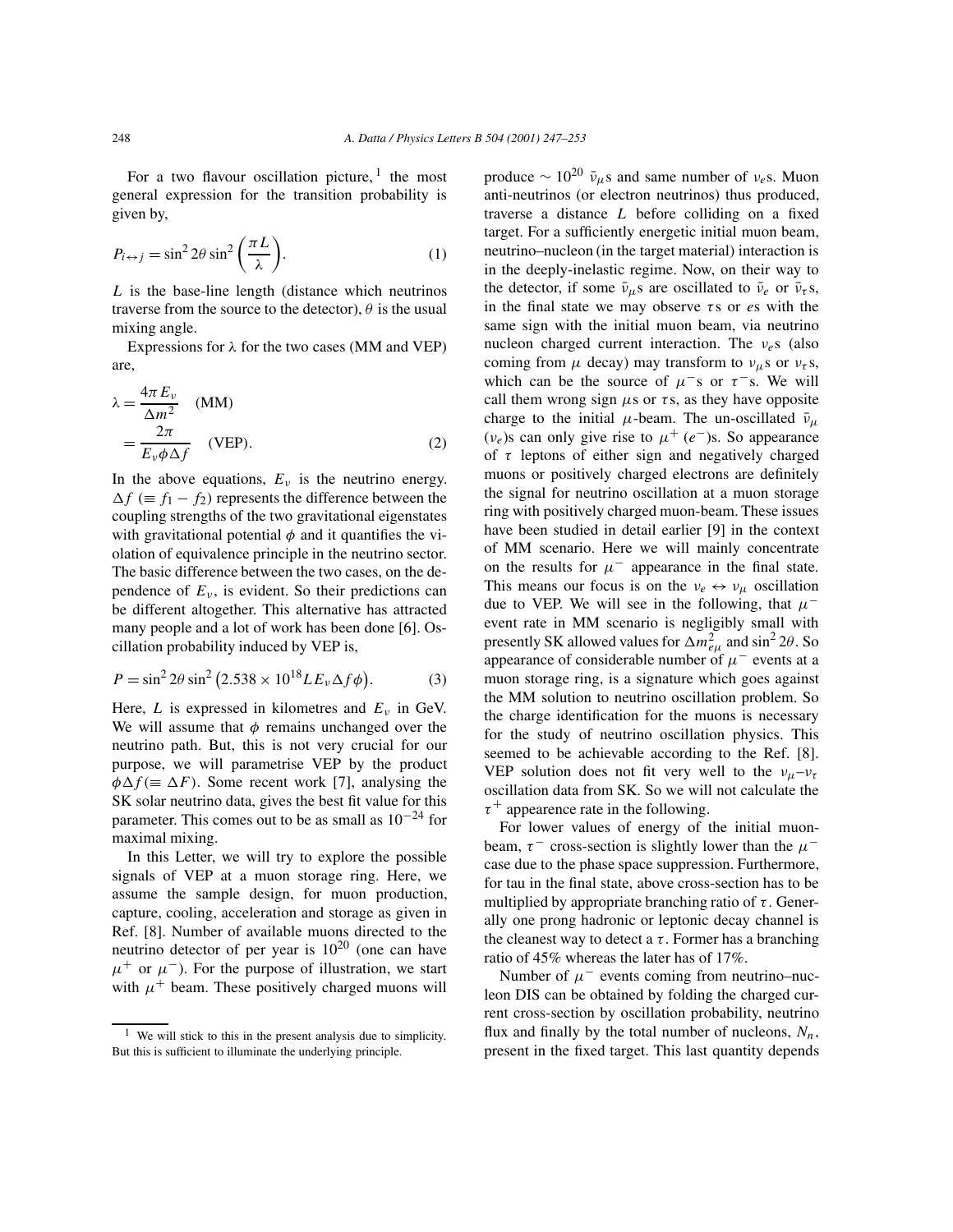For a two flavour oscillation picture,[1] the most general expression for the transition probability is given by,

$$P_{i \leftrightarrow j} = \sin^2 2\theta \sin^2\left(\frac{\pi L}{\lambda}\right). \tag{1}$$

$L$ is the base-line length (distance which neutrinos traverse from the source to the detector), $\theta$ is the usual mixing angle.

Expressions for $\lambda$ for the two cases (MM and VEP) are,

$$\begin{aligned}\lambda &= \frac{4\pi E_\nu}{\Delta m^2} \quad \text{(MM)}\\ &= \frac{2\pi}{E_\nu \phi \Delta f} \quad \text{(VEP)}.\end{aligned} \tag{2}$$

In the above equations, $E_\nu$ is the neutrino energy. $\Delta f$ ($\equiv f_1 - f_2$) represents the difference between the coupling strengths of the two gravitational eigenstates with gravitational potential $\phi$ and it quantifies the violation of equivalence principle in the neutrino sector. The basic difference between the two cases, on the dependence of $E_\nu$, is evident. So their predictions can be different altogether. This alternative has attracted many people and a lot of work has been done [6]. Oscillation probability induced by VEP is,

$$P = \sin^2 2\theta \sin^2\left(2.538 \times 10^{18} L E_\nu \Delta f \phi\right). \tag{3}$$

Here, $L$ is expressed in kilometres and $E_\nu$ in GeV. We will assume that $\phi$ remains unchanged over the neutrino path. But, this is not very crucial for our purpose, we will parametrise VEP by the product $\phi\Delta f (\equiv \Delta F)$. Some recent work [7], analysing the SK solar neutrino data, gives the best fit value for this parameter. This comes out to be as small as $10^{-24}$ for maximal mixing.

In this Letter, we will try to explore the possible signals of VEP at a muon storage ring. Here, we assume the sample design, for muon production, capture, cooling, acceleration and storage as given in Ref. [8]. Number of available muons directed to the neutrino detector of per year is $10^{20}$ (one can have $\mu^+$ or $\mu^-$). For the purpose of illustration, we start with $\mu^+$ beam. These positively charged muons will produce $\sim 10^{20}$ $\bar{\nu}_\mu$s and same number of $\nu_e$s. Muon anti-neutrinos (or electron neutrinos) thus produced, traverse a distance $L$ before colliding on a fixed target. For a sufficiently energetic initial muon beam, neutrino–nucleon (in the target material) interaction is in the deeply-inelastic regime. Now, on their way to the detector, if some $\bar{\nu}_\mu$s are oscillated to $\bar{\nu}_e$ or $\bar{\nu}_\tau$s, in the final state we may observe $\tau$s or $e$s with the same sign with the initial muon beam, via neutrino nucleon charged current interaction. The $\nu_e$s (also coming from $\mu$ decay) may transform to $\nu_\mu$s or $\nu_\tau$s, which can be the source of $\mu^-$s or $\tau^-$s. We will call them wrong sign $\mu$s or $\tau$s, as they have opposite charge to the initial $\mu$-beam. The un-oscillated $\bar{\nu}_\mu$ ($\nu_e$)s can only give rise to $\mu^+$ ($e^-$)s. So appearance of $\tau$ leptons of either sign and negatively charged muons or positively charged electrons are definitely the signal for neutrino oscillation at a muon storage ring with positively charged muon-beam. These issues have been studied in detail earlier [9] in the context of MM scenario. Here we will mainly concentrate on the results for $\mu^-$ appearance in the final state. This means our focus is on the $\nu_e \leftrightarrow \nu_\mu$ oscillation due to VEP. We will see in the following, that $\mu^-$ event rate in MM scenario is negligibly small with presently SK allowed values for $\Delta m^2_{e\mu}$ and $\sin^2 2\theta$. So appearance of considerable number of $\mu^-$ events at a muon storage ring, is a signature which goes against the MM solution to neutrino oscillation problem. So the charge identification for the muons is necessary for the study of neutrino oscillation physics. This seemed to be achievable according to the Ref. [8]. VEP solution does not fit very well to the $\nu_\mu$–$\nu_\tau$ oscillation data from SK. So we will not calculate the $\tau^+$ appearence rate in the following.

For lower values of energy of the initial muon-beam, $\tau^-$ cross-section is slightly lower than the $\mu^-$ case due to the phase space suppression. Furthermore, for tau in the final state, above cross-section has to be multiplied by appropriate branching ratio of $\tau$. Generally one prong hadronic or leptonic decay channel is the cleanest way to detect a $\tau$. Former has a branching ratio of 45% whereas the later has of 17%.

Number of $\mu^-$ events coming from neutrino–nucleon DIS can be obtained by folding the charged current cross-section by oscillation probability, neutrino flux and finally by the total number of nucleons, $N_n$, present in the fixed target. This last quantity depends

[1] We will stick to this in the present analysis due to simplicity. But this is sufficient to illuminate the underlying principle.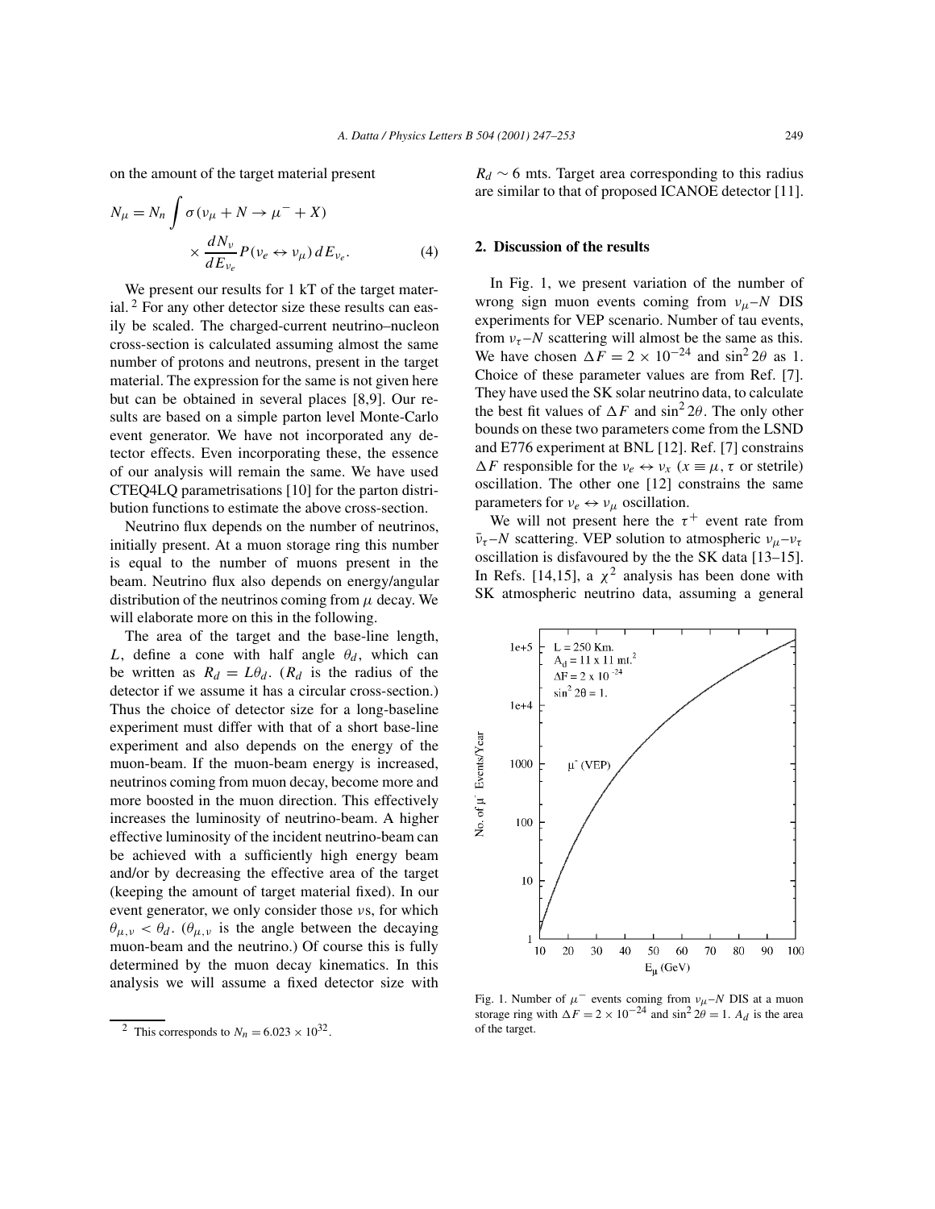on the amount of the target material present

$$N_\mu = N_n \int \sigma(\nu_\mu + N \to \mu^- + X) \times \frac{dN_\nu}{dE_{\nu_e}} P(\nu_e \leftrightarrow \nu_\mu)\, dE_{\nu_e}. \tag{4}$$

We present our results for 1 kT of the target material. [2] For any other detector size these results can easily be scaled. The charged-current neutrino–nucleon cross-section is calculated assuming almost the same number of protons and neutrons, present in the target material. The expression for the same is not given here but can be obtained in several places [8,9]. Our results are based on a simple parton level Monte-Carlo event generator. We have not incorporated any detector effects. Even incorporating these, the essence of our analysis will remain the same. We have used CTEQ4LQ parametrisations [10] for the parton distribution functions to estimate the above cross-section.

Neutrino flux depends on the number of neutrinos, initially present. At a muon storage ring this number is equal to the number of muons present in the beam. Neutrino flux also depends on energy/angular distribution of the neutrinos coming from $\mu$ decay. We will elaborate more on this in the following.

The area of the target and the base-line length, $L$, define a cone with half angle $\theta_d$, which can be written as $R_d = L\theta_d$. ($R_d$ is the radius of the detector if we assume it has a circular cross-section.) Thus the choice of detector size for a long-baseline experiment must differ with that of a short base-line experiment and also depends on the energy of the muon-beam. If the muon-beam energy is increased, neutrinos coming from muon decay, become more and more boosted in the muon direction. This effectively increases the luminosity of neutrino-beam. A higher effective luminosity of the incident neutrino-beam can be achieved with a sufficiently high energy beam and/or by decreasing the effective area of the target (keeping the amount of target material fixed). In our event generator, we only consider those $\nu$s, for which $\theta_{\mu,\nu} < \theta_d$. ($\theta_{\mu,\nu}$ is the angle between the decaying muon-beam and the neutrino.) Of course this is fully determined by the muon decay kinematics. In this analysis we will assume a fixed detector size with $R_d \sim 6$ mts. Target area corresponding to this radius are similar to that of proposed ICANOE detector [11].

[2] This corresponds to $N_n = 6.023 \times 10^{32}$.

## 2. Discussion of the results

In Fig. 1, we present variation of the number of wrong sign muon events coming from $\nu_\mu$–$N$ DIS experiments for VEP scenario. Number of tau events, from $\nu_\tau$–$N$ scattering will almost be the same as this. We have chosen $\Delta F = 2 \times 10^{-24}$ and $\sin^2 2\theta$ as 1. Choice of these parameter values are from Ref. [7]. They have used the SK solar neutrino data, to calculate the best fit values of $\Delta F$ and $\sin^2 2\theta$. The only other bounds on these two parameters come from the LSND and E776 experiment at BNL [12]. Ref. [7] constrains $\Delta F$ responsible for the $\nu_e \leftrightarrow \nu_x$ ($x \equiv \mu, \tau$ or stetrile) oscillation. The other one [12] constrains the same parameters for $\nu_e \leftrightarrow \nu_\mu$ oscillation.

We will not present here the $\tau^+$ event rate from $\bar{\nu}_\tau$–$N$ scattering. VEP solution to atmospheric $\nu_\mu$–$\nu_\tau$ oscillation is disfavoured by the the SK data [13–15]. In Refs. [14,15], a $\chi^2$ analysis has been done with SK atmospheric neutrino data, assuming a general

Fig. 1. Number of $\mu^-$ events coming from $\nu_\mu$–$N$ DIS at a muon storage ring with $\Delta F = 2 \times 10^{-24}$ and $\sin^2 2\theta = 1$. $A_d$ is the area of the target.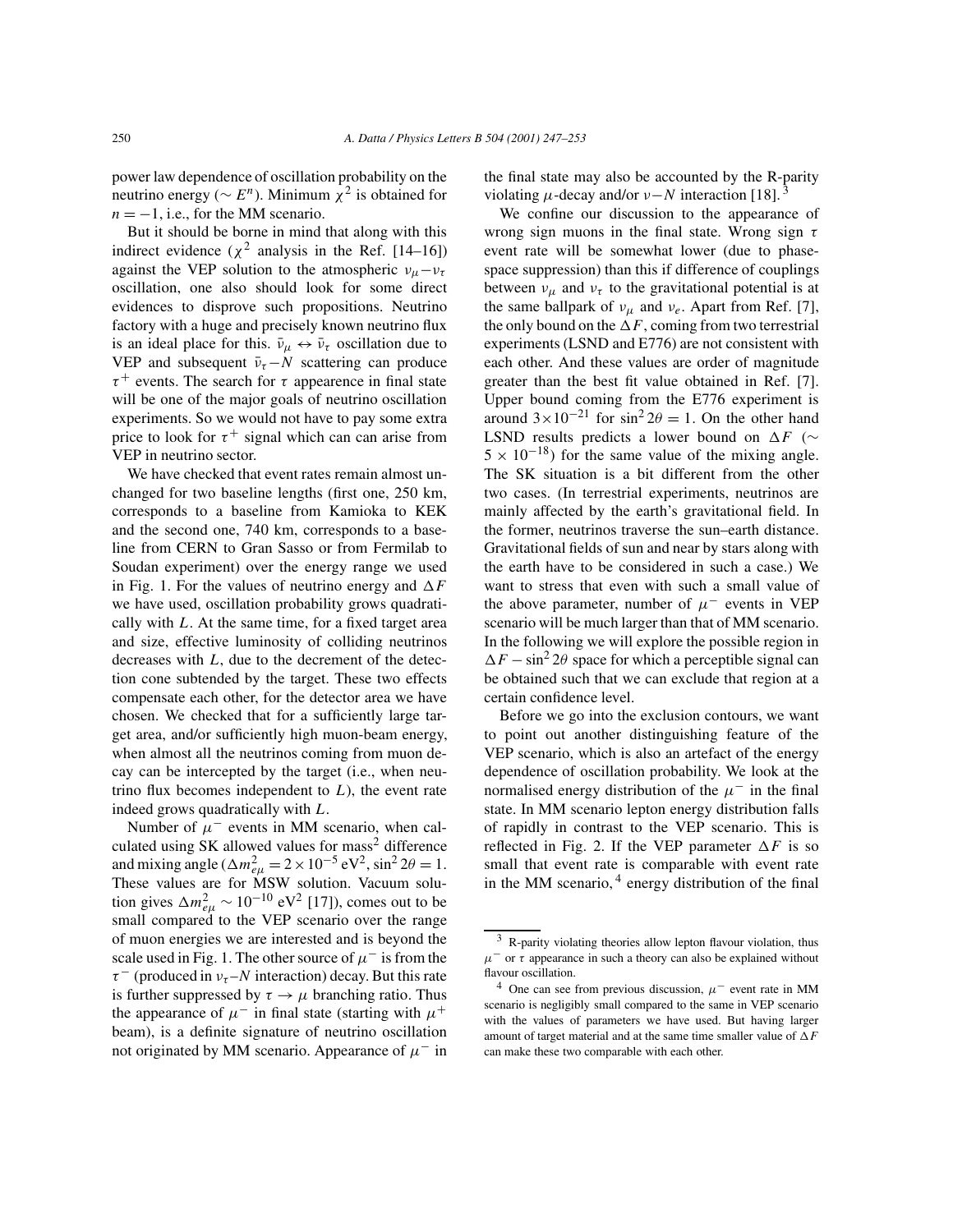power law dependence of oscillation probability on the neutrino energy ($\sim E^n$). Minimum $\chi^2$ is obtained for $n = -1$, i.e., for the MM scenario.

But it should be borne in mind that along with this indirect evidence ($\chi^2$ analysis in the Ref. [14–16]) against the VEP solution to the atmospheric $\nu_\mu-\nu_\tau$ oscillation, one also should look for some direct evidences to disprove such propositions. Neutrino factory with a huge and precisely known neutrino flux is an ideal place for this. $\bar{\nu}_\mu \leftrightarrow \bar{\nu}_\tau$ oscillation due to VEP and subsequent $\bar{\nu}_\tau-N$ scattering can produce $\tau^+$ events. The search for $\tau$ appearence in final state will be one of the major goals of neutrino oscillation experiments. So we would not have to pay some extra price to look for $\tau^+$ signal which can can arise from VEP in neutrino sector.

We have checked that event rates remain almost unchanged for two baseline lengths (first one, 250 km, corresponds to a baseline from Kamioka to KEK and the second one, 740 km, corresponds to a baseline from CERN to Gran Sasso or from Fermilab to Soudan experiment) over the energy range we used in Fig. 1. For the values of neutrino energy and $\Delta F$ we have used, oscillation probability grows quadratically with $L$. At the same time, for a fixed target area and size, effective luminosity of colliding neutrinos decreases with $L$, due to the decrement of the detection cone subtended by the target. These two effects compensate each other, for the detector area we have chosen. We checked that for a sufficiently large target area, and/or sufficiently high muon-beam energy, when almost all the neutrinos coming from muon decay can be intercepted by the target (i.e., when neutrino flux becomes independent to $L$), the event rate indeed grows quadratically with $L$.

Number of $\mu^-$ events in MM scenario, when calculated using SK allowed values for mass[2] difference and mixing angle ($\Delta m^2_{e\mu} = 2\times10^{-5}\ \mathrm{eV}^2$, $\sin^2 2\theta = 1$. These values are for MSW solution. Vacuum solution gives $\Delta m^2_{e\mu} \sim 10^{-10}\ \mathrm{eV}^2$ [17]), comes out to be small compared to the VEP scenario over the range of muon energies we are interested and is beyond the scale used in Fig. 1. The other source of $\mu^-$ is from the $\tau^-$ (produced in $\nu_\tau$–$N$ interaction) decay. But this rate is further suppressed by $\tau \to \mu$ branching ratio. Thus the appearance of $\mu^-$ in final state (starting with $\mu^+$ beam), is a definite signature of neutrino oscillation not originated by MM scenario. Appearance of $\mu^-$ in the final state may also be accounted by the R-parity violating $\mu$-decay and/or $\nu-N$ interaction [18].[3]

We confine our discussion to the appearance of wrong sign muons in the final state. Wrong sign $\tau$ event rate will be somewhat lower (due to phase-space suppression) than this if difference of couplings between $\nu_\mu$ and $\nu_\tau$ to the gravitational potential is at the same ballpark of $\nu_\mu$ and $\nu_e$. Apart from Ref. [7], the only bound on the $\Delta F$, coming from two terrestrial experiments (LSND and E776) are not consistent with each other. And these values are order of magnitude greater than the best fit value obtained in Ref. [7]. Upper bound coming from the E776 experiment is around $3\times10^{-21}$ for $\sin^2 2\theta = 1$. On the other hand LSND results predicts a lower bound on $\Delta F$ ($\sim 5\times10^{-18}$) for the same value of the mixing angle. The SK situation is a bit different from the other two cases. (In terrestrial experiments, neutrinos are mainly affected by the earth's gravitational field. In the former, neutrinos traverse the sun–earth distance. Gravitational fields of sun and near by stars along with the earth have to be considered in such a case.) We want to stress that even with such a small value of the above parameter, number of $\mu^-$ events in VEP scenario will be much larger than that of MM scenario. In the following we will explore the possible region in $\Delta F - \sin^2 2\theta$ space for which a perceptible signal can be obtained such that we can exclude that region at a certain confidence level.

Before we go into the exclusion contours, we want to point out another distinguishing feature of the VEP scenario, which is also an artefact of the energy dependence of oscillation probability. We look at the normalised energy distribution of the $\mu^-$ in the final state. In MM scenario lepton energy distribution falls of rapidly in contrast to the VEP scenario. This is reflected in Fig. 2. If the VEP parameter $\Delta F$ is so small that event rate is comparable with event rate in the MM scenario,[4] energy distribution of the final

---

[3] R-parity violating theories allow lepton flavour violation, thus $\mu^-$ or $\tau$ appearance in such a theory can also be explained without flavour oscillation.

[4] One can see from previous discussion, $\mu^-$ event rate in MM scenario is negligibly small compared to the same in VEP scenario with the values of parameters we have used. But having larger amount of target material and at the same time smaller value of $\Delta F$ can make these two comparable with each other.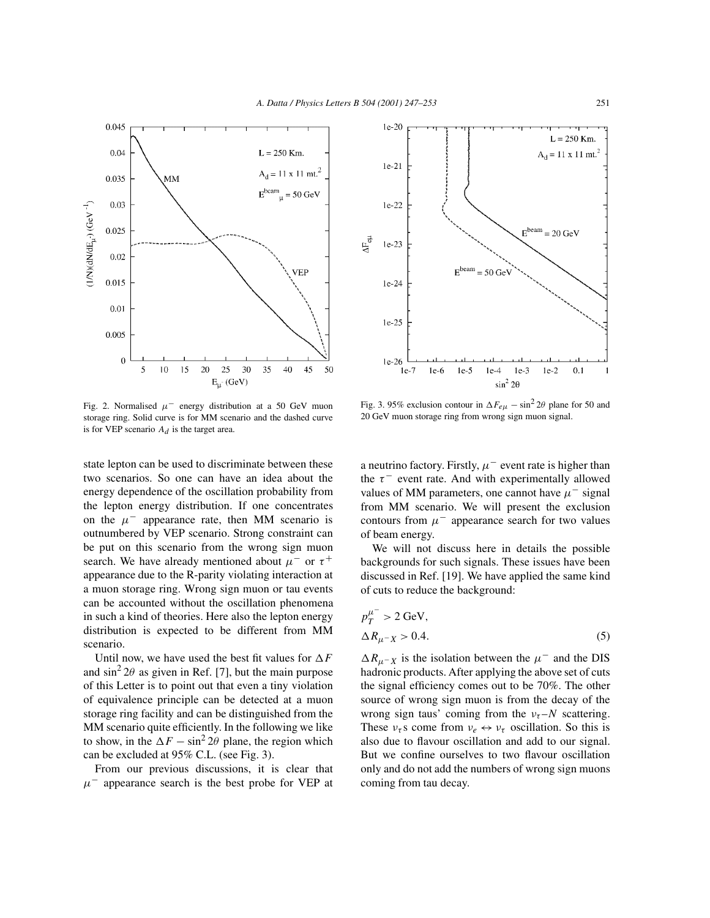Fig. 2. Normalised $\mu^-$ energy distribution at a 50 GeV muon storage ring. Solid curve is for MM scenario and the dashed curve is for VEP scenario $A_d$ is the target area.

Fig. 3. 95% exclusion contour in $\Delta F_{e\mu} - \sin^2 2\theta$ plane for 50 and 20 GeV muon storage ring from wrong sign muon signal.

state lepton can be used to discriminate between these two scenarios. So one can have an idea about the energy dependence of the oscillation probability from the lepton energy distribution. If one concentrates on the $\mu^-$ appearance rate, then MM scenario is outnumbered by VEP scenario. Strong constraint can be put on this scenario from the wrong sign muon search. We have already mentioned about $\mu^-$ or $\tau^+$ appearance due to the R-parity violating interaction at a muon storage ring. Wrong sign muon or tau events can be accounted without the oscillation phenomena in such a kind of theories. Here also the lepton energy distribution is expected to be different from MM scenario.

Until now, we have used the best fit values for $\Delta F$ and $\sin^2 2\theta$ as given in Ref. [7], but the main purpose of this Letter is to point out that even a tiny violation of equivalence principle can be detected at a muon storage ring facility and can be distinguished from the MM scenario quite efficiently. In the following we like to show, in the $\Delta F - \sin^2 2\theta$ plane, the region which can be excluded at 95% C.L. (see Fig. 3).

From our previous discussions, it is clear that $\mu^-$ appearance search is the best probe for VEP at a neutrino factory. Firstly, $\mu^-$ event rate is higher than the $\tau^-$ event rate. And with experimentally allowed values of MM parameters, one cannot have $\mu^-$ signal from MM scenario. We will present the exclusion contours from $\mu^-$ appearance search for two values of beam energy.

We will not discuss here in details the possible backgrounds for such signals. These issues have been discussed in Ref. [19]. We have applied the same kind of cuts to reduce the background:

$$
\begin{aligned}
&p_T^{\mu^-} > 2\ \text{GeV}, \\
&\Delta R_{\mu^- X} > 0.4.
\end{aligned}
\tag{5}
$$

$\Delta R_{\mu^- X}$ is the isolation between the $\mu^-$ and the DIS hadronic products. After applying the above set of cuts the signal efficiency comes out to be 70%. The other source of wrong sign muon is from the decay of the wrong sign taus' coming from the $\nu_\tau$–$N$ scattering. These $\nu_\tau$s come from $\nu_e \leftrightarrow \nu_\tau$ oscillation. So this is also due to flavour oscillation and add to our signal. But we confine ourselves to two flavour oscillation only and do not add the numbers of wrong sign muons coming from tau decay.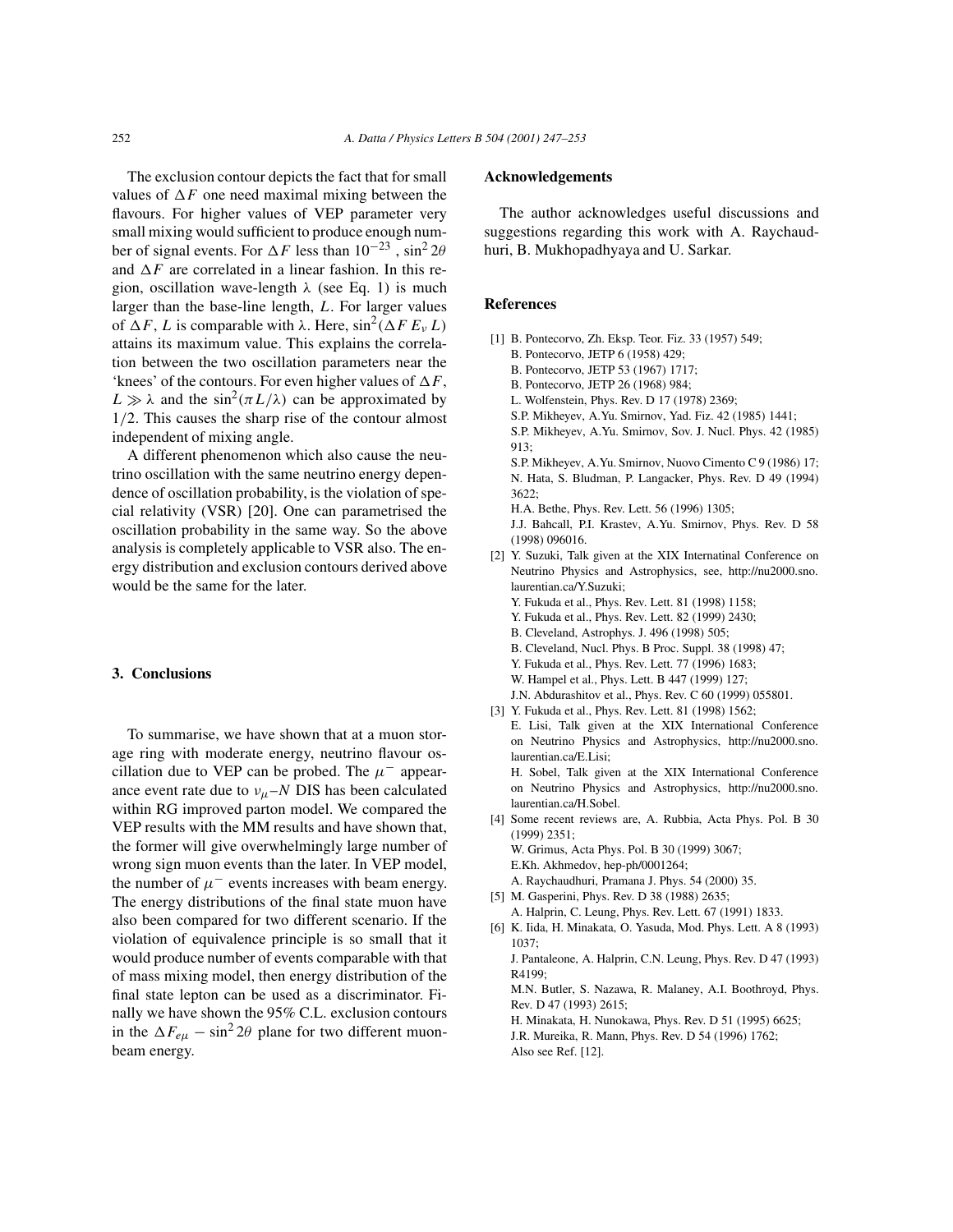The exclusion contour depicts the fact that for small values of $\Delta F$ one need maximal mixing between the flavours. For higher values of VEP parameter very small mixing would sufficient to produce enough number of signal events. For $\Delta F$ less than $10^{-23}$ , $\sin^2 2\theta$ and $\Delta F$ are correlated in a linear fashion. In this region, oscillation wave-length $\lambda$ (see Eq. 1) is much larger than the base-line length, $L$. For larger values of $\Delta F$, $L$ is comparable with $\lambda$. Here, $\sin^2(\Delta F\, E_\nu\, L)$ attains its maximum value. This explains the correlation between the two oscillation parameters near the 'knees' of the contours. For even higher values of $\Delta F$, $L \gg \lambda$ and the $\sin^2(\pi L/\lambda)$ can be approximated by $1/2$. This causes the sharp rise of the contour almost independent of mixing angle.

A different phenomenon which also cause the neutrino oscillation with the same neutrino energy dependence of oscillation probability, is the violation of special relativity (VSR) [20]. One can parametrised the oscillation probability in the same way. So the above analysis is completely applicable to VSR also. The energy distribution and exclusion contours derived above would be the same for the later.

## 3. Conclusions

To summarise, we have shown that at a muon storage ring with moderate energy, neutrino flavour oscillation due to VEP can be probed. The $\mu^-$ appearance event rate due to $\nu_\mu$–$N$ DIS has been calculated within RG improved parton model. We compared the VEP results with the MM results and have shown that, the former will give overwhelmingly large number of wrong sign muon events than the later. In VEP model, the number of $\mu^-$ events increases with beam energy. The energy distributions of the final state muon have also been compared for two different scenario. If the violation of equivalence principle is so small that it would produce number of events comparable with that of mass mixing model, then energy distribution of the final state lepton can be used as a discriminator. Finally we have shown the 95% C.L. exclusion contours in the $\Delta F_{e\mu} - \sin^2 2\theta$ plane for two different muon-beam energy.

## Acknowledgements

The author acknowledges useful discussions and suggestions regarding this work with A. Raychaudhuri, B. Mukhopadhyaya and U. Sarkar.

## References

[1] B. Pontecorvo, Zh. Eksp. Teor. Fiz. 33 (1957) 549;
B. Pontecorvo, JETP 6 (1958) 429;
B. Pontecorvo, JETP 53 (1967) 1717;
B. Pontecorvo, JETP 26 (1968) 984;
L. Wolfenstein, Phys. Rev. D 17 (1978) 2369;
S.P. Mikheyev, A.Yu. Smirnov, Yad. Fiz. 42 (1985) 1441;
S.P. Mikheyev, A.Yu. Smirnov, Sov. J. Nucl. Phys. 42 (1985) 913;
S.P. Mikheyev, A.Yu. Smirnov, Nuovo Cimento C 9 (1986) 17;
N. Hata, S. Bludman, P. Langacker, Phys. Rev. D 49 (1994) 3622;
H.A. Bethe, Phys. Rev. Lett. 56 (1996) 1305;
J.J. Bahcall, P.I. Krastev, A.Yu. Smirnov, Phys. Rev. D 58 (1998) 096016.

[2] Y. Suzuki, Talk given at the XIX Internatinal Conference on Neutrino Physics and Astrophysics, see, http://nu2000.sno.laurentian.ca/Y.Suzuki;
Y. Fukuda et al., Phys. Rev. Lett. 81 (1998) 1158;
Y. Fukuda et al., Phys. Rev. Lett. 82 (1999) 2430;
B. Cleveland, Astrophys. J. 496 (1998) 505;
B. Cleveland, Nucl. Phys. B Proc. Suppl. 38 (1998) 47;
Y. Fukuda et al., Phys. Rev. Lett. 77 (1996) 1683;
W. Hampel et al., Phys. Lett. B 447 (1999) 127;
J.N. Abdurashitov et al., Phys. Rev. C 60 (1999) 055801.

[3] Y. Fukuda et al., Phys. Rev. Lett. 81 (1998) 1562;
E. Lisi, Talk given at the XIX International Conference on Neutrino Physics and Astrophysics, http://nu2000.sno.laurentian.ca/E.Lisi;
H. Sobel, Talk given at the XIX International Conference on Neutrino Physics and Astrophysics, http://nu2000.sno.laurentian.ca/H.Sobel.

[4] Some recent reviews are, A. Rubbia, Acta Phys. Pol. B 30 (1999) 2351;
W. Grimus, Acta Phys. Pol. B 30 (1999) 3067;
E.Kh. Akhmedov, hep-ph/0001264;
A. Raychaudhuri, Pramana J. Phys. 54 (2000) 35.

[5] M. Gasperini, Phys. Rev. D 38 (1988) 2635;
A. Halprin, C. Leung, Phys. Rev. Lett. 67 (1991) 1833.

[6] K. Iida, H. Minakata, O. Yasuda, Mod. Phys. Lett. A 8 (1993) 1037;
J. Pantaleone, A. Halprin, C.N. Leung, Phys. Rev. D 47 (1993) R4199;
M.N. Butler, S. Nazawa, R. Malaney, A.I. Boothroyd, Phys. Rev. D 47 (1993) 2615;
H. Minakata, H. Nunokawa, Phys. Rev. D 51 (1995) 6625;
J.R. Mureika, R. Mann, Phys. Rev. D 54 (1996) 1762;
Also see Ref. [12].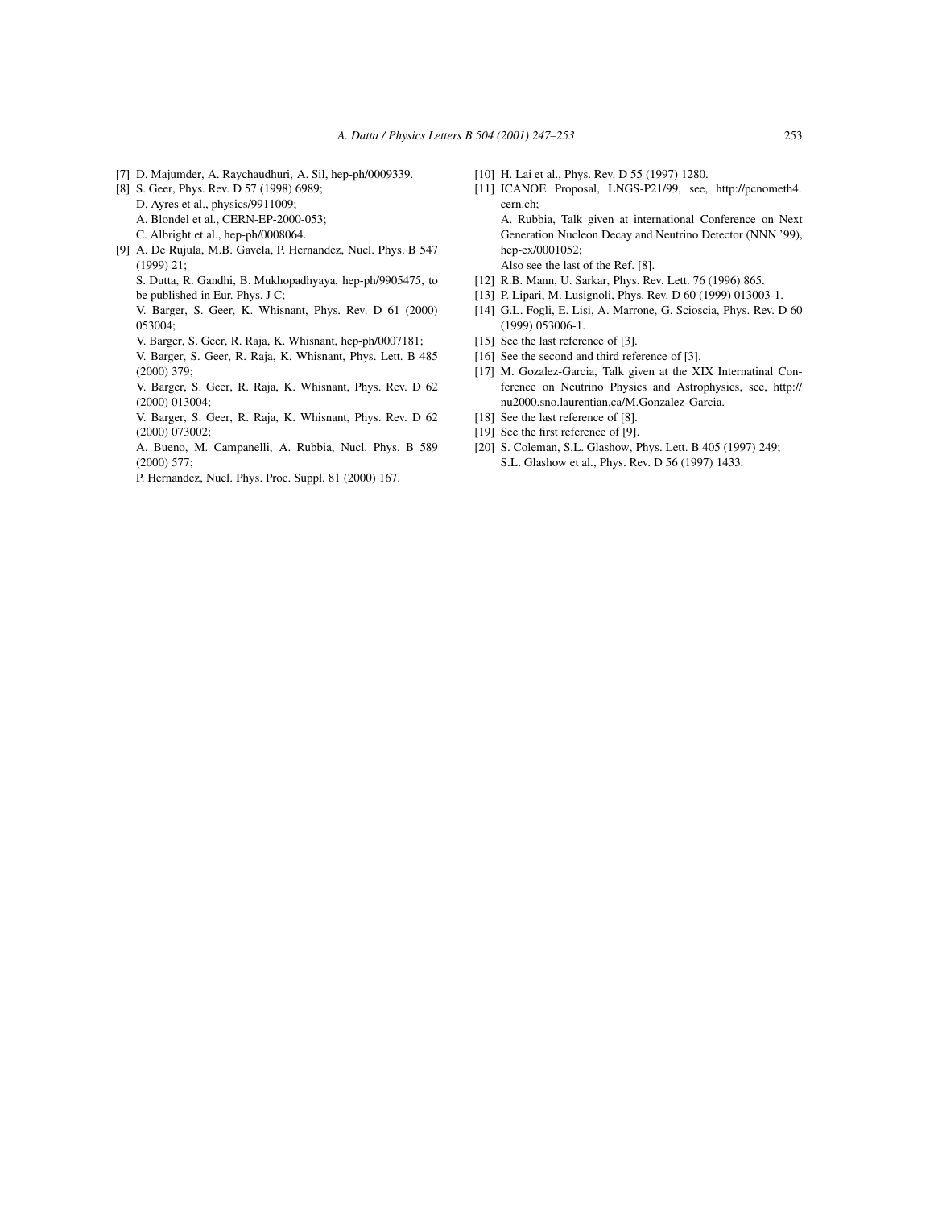[7] D. Majumder, A. Raychaudhuri, A. Sil, hep-ph/0009339.

[8] S. Geer, Phys. Rev. D 57 (1998) 6989;
D. Ayres et al., physics/9911009;
A. Blondel et al., CERN-EP-2000-053;
C. Albright et al., hep-ph/0008064.

[9] A. De Rujula, M.B. Gavela, P. Hernandez, Nucl. Phys. B 547 (1999) 21;
S. Dutta, R. Gandhi, B. Mukhopadhyaya, hep-ph/9905475, to be published in Eur. Phys. J C;
V. Barger, S. Geer, K. Whisnant, Phys. Rev. D 61 (2000) 053004;
V. Barger, S. Geer, R. Raja, K. Whisnant, hep-ph/0007181;
V. Barger, S. Geer, R. Raja, K. Whisnant, Phys. Lett. B 485 (2000) 379;
V. Barger, S. Geer, R. Raja, K. Whisnant, Phys. Rev. D 62 (2000) 013004;
V. Barger, S. Geer, R. Raja, K. Whisnant, Phys. Rev. D 62 (2000) 073002;
A. Bueno, M. Campanelli, A. Rubbia, Nucl. Phys. B 589 (2000) 577;
P. Hernandez, Nucl. Phys. Proc. Suppl. 81 (2000) 167.

[10] H. Lai et al., Phys. Rev. D 55 (1997) 1280.

[11] ICANOE Proposal, LNGS-P21/99, see, http://pcnometh4.cern.ch;
A. Rubbia, Talk given at international Conference on Next Generation Nucleon Decay and Neutrino Detector (NNN '99), hep-ex/0001052;
Also see the last of the Ref. [8].

[12] R.B. Mann, U. Sarkar, Phys. Rev. Lett. 76 (1996) 865.

[13] P. Lipari, M. Lusignoli, Phys. Rev. D 60 (1999) 013003-1.

[14] G.L. Fogli, E. Lisi, A. Marrone, G. Scioscia, Phys. Rev. D 60 (1999) 053006-1.

[15] See the last reference of [3].

[16] See the second and third reference of [3].

[17] M. Gozalez-Garcia, Talk given at the XIX Internatinal Conference on Neutrino Physics and Astrophysics, see, http://nu2000.sno.laurentian.ca/M.Gonzalez-Garcia.

[18] See the last reference of [8].

[19] See the first reference of [9].

[20] S. Coleman, S.L. Glashow, Phys. Lett. B 405 (1997) 249;
S.L. Glashow et al., Phys. Rev. D 56 (1997) 1433.